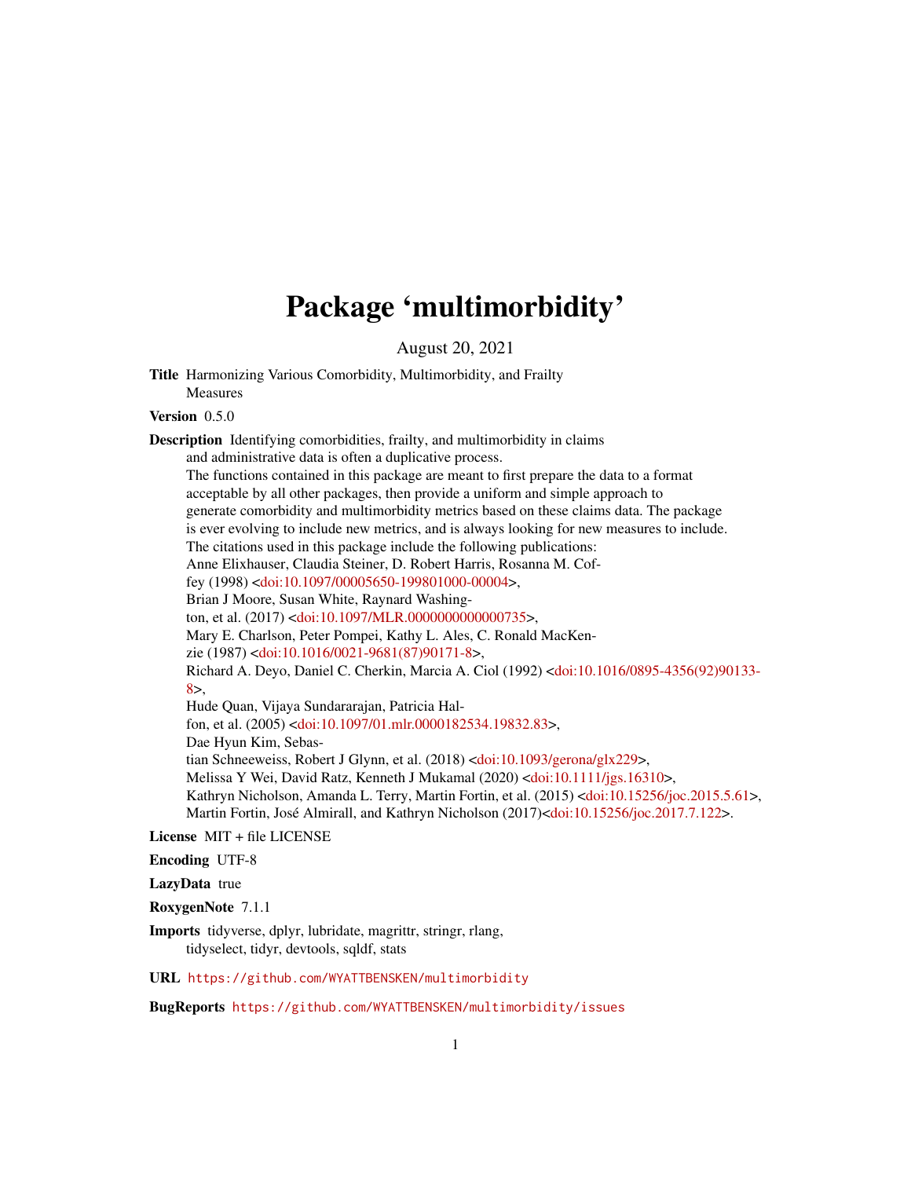# Package 'multimorbidity'

August 20, 2021

**Title** Harmonizing Various Comorbidity, Multimorbidity, and Frailty Measures

**Version** 0.5.0

**Description** Identifying comorbidities, frailty, and multimorbidity in claims and administrative data is often a duplicative process. The functions contained in this package are meant to first prepare the data to a format acceptable by all other packages, then provide a uniform and simple approach to generate comorbidity and multimorbidity metrics based on these claims data. The package is ever evolving to include new metrics, and is always looking for new measures to include. The citations used in this package include the following publications: Anne Elixhauser, Claudia Steiner, D. Robert Harris, Rosanna M. Coffey (1998) <doi:10.1097/00005650-199801000-00004>, Brian J Moore, Susan White, Raynard Washington, et al. (2017) <doi:10.1097/MLR.0000000000000735>, Mary E. Charlson, Peter Pompei, Kathy L. Ales, C. Ronald MacKenzie (1987) <doi:10.1016/0021-9681(87)90171-8>, Richard A. Deyo, Daniel C. Cherkin, Marcia A. Ciol (1992) <doi:10.1016/0895-4356(92)90133-8>, Hude Quan, Vijaya Sundararajan, Patricia Halfon, et al. (2005) <doi:10.1097/01.mlr.0000182534.19832.83>, Dae Hyun Kim, Sebastian Schneeweiss, Robert J Glynn, et al. (2018) <doi:10.1093/gerona/glx229>, Melissa Y Wei, David Ratz, Kenneth J Mukamal (2020) <doi:10.1111/jgs.16310>, Kathryn Nicholson, Amanda L. Terry, Martin Fortin, et al. (2015) <doi:10.15256/joc.2015.5.61>, Martin Fortin, José Almirall, and Kathryn Nicholson (2017)<doi:10.15256/joc.2017.7.122>.

**License** MIT + file LICENSE

**Encoding** UTF-8

**LazyData** true

**RoxygenNote** 7.1.1

**Imports** tidyverse, dplyr, lubridate, magrittr, stringr, rlang, tidyselect, tidyr, devtools, sqldf, stats

**URL** https://github.com/WYATTBENSKEN/multimorbidity

**BugReports** https://github.com/WYATTBENSKEN/multimorbidity/issues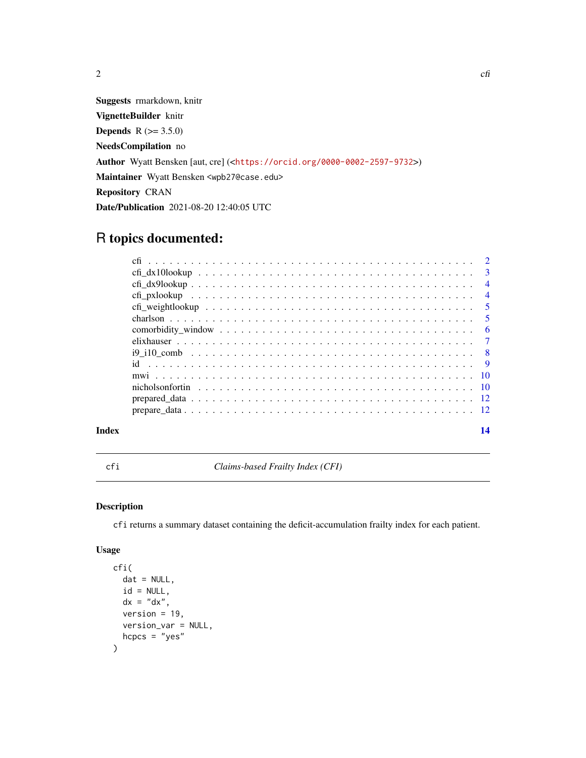**Suggests** rmarkdown, knitr

**VignetteBuilder** knitr

**Depends** R (>= 3.5.0)

**NeedsCompilation** no

**Author** Wyatt Bensken [aut, cre] (<https://orcid.org/0000-0002-2597-9732>)

**Maintainer** Wyatt Bensken <wpb27@case.edu>

**Repository** CRAN

**Date/Publication** 2021-08-20 12:40:05 UTC

# R topics documented:

- cfi . . . . . . . . . . . . . . . . . . . . . . . . . . . . . . . . . . . . . . . . . . . 2
- cfi_dx10lookup . . . . . . . . . . . . . . . . . . . . . . . . . . . . . . . . . . . . 3
- cfi_dx9lookup . . . . . . . . . . . . . . . . . . . . . . . . . . . . . . . . . . . . . 4
- cfi_pxlookup . . . . . . . . . . . . . . . . . . . . . . . . . . . . . . . . . . . . . 4
- cfi_weightlookup . . . . . . . . . . . . . . . . . . . . . . . . . . . . . . . . . . . 5
- charlson . . . . . . . . . . . . . . . . . . . . . . . . . . . . . . . . . . . . . . . . 5
- comorbidity_window . . . . . . . . . . . . . . . . . . . . . . . . . . . . . . . . . 6
- elixhauser . . . . . . . . . . . . . . . . . . . . . . . . . . . . . . . . . . . . . . 7
- i9_i10_comb . . . . . . . . . . . . . . . . . . . . . . . . . . . . . . . . . . . . . 8
- id . . . . . . . . . . . . . . . . . . . . . . . . . . . . . . . . . . . . . . . . . . 9
- mwi . . . . . . . . . . . . . . . . . . . . . . . . . . . . . . . . . . . . . . . . . 10
- nicholsonfortin . . . . . . . . . . . . . . . . . . . . . . . . . . . . . . . . . . . 10
- prepared_data . . . . . . . . . . . . . . . . . . . . . . . . . . . . . . . . . . . . 12
- prepare_data . . . . . . . . . . . . . . . . . . . . . . . . . . . . . . . . . . . . . 12

**Index** **14**

---

`cfi` *Claims-based Frailty Index (CFI)*

---

### Description

`cfi` returns a summary dataset containing the deficit-accumulation frailty index for each patient.

### Usage

```
cfi(
  dat = NULL,
  id = NULL,
  dx = "dx",
  version = 19,
  version_var = NULL,
  hcpcs = "yes"
)
```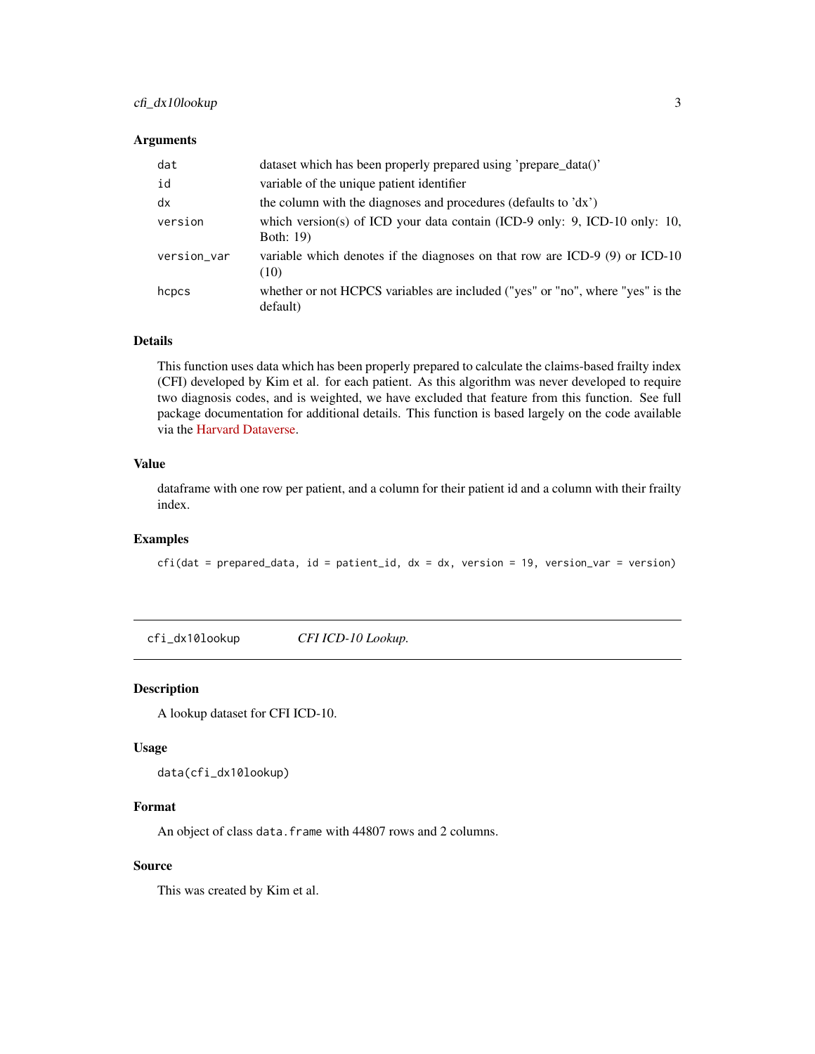### Arguments

| | |
|---|---|
| dat | dataset which has been properly prepared using 'prepare_data()' |
| id | variable of the unique patient identifier |
| dx | the column with the diagnoses and procedures (defaults to 'dx') |
| version | which version(s) of ICD your data contain (ICD-9 only: 9, ICD-10 only: 10, Both: 19) |
| version_var | variable which denotes if the diagnoses on that row are ICD-9 (9) or ICD-10 (10) |
| hcpcs | whether or not HCPCS variables are included ("yes" or "no", where "yes" is the default) |

### Details

This function uses data which has been properly prepared to calculate the claims-based frailty index (CFI) developed by Kim et al. for each patient. As this algorithm was never developed to require two diagnosis codes, and is weighted, we have excluded that feature from this function. See full package documentation for additional details. This function is based largely on the code available via the Harvard Dataverse.

### Value

dataframe with one row per patient, and a column for their patient id and a column with their frailty index.

### Examples

```
cfi(dat = prepared_data, id = patient_id, dx = dx, version = 19, version_var = version)
```

---

## cfi_dx10lookup *CFI ICD-10 Lookup.*

---

### Description

A lookup dataset for CFI ICD-10.

### Usage

```
data(cfi_dx10lookup)
```

### Format

An object of class `data.frame` with 44807 rows and 2 columns.

### Source

This was created by Kim et al.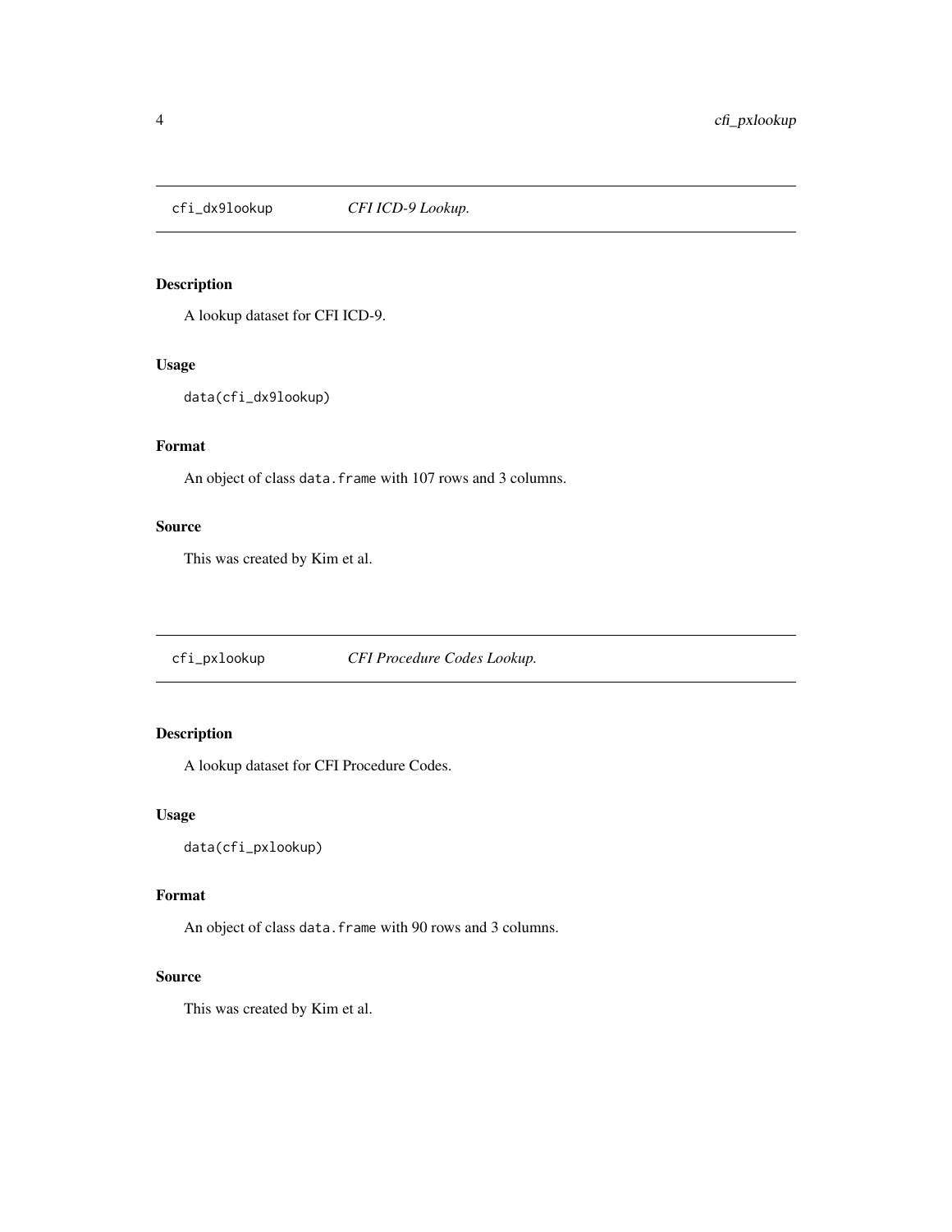## cfi_dx9lookup *CFI ICD-9 Lookup.*

### Description

A lookup dataset for CFI ICD-9.

### Usage

```
data(cfi_dx9lookup)
```

### Format

An object of class `data.frame` with 107 rows and 3 columns.

### Source

This was created by Kim et al.

## cfi_pxlookup *CFI Procedure Codes Lookup.*

### Description

A lookup dataset for CFI Procedure Codes.

### Usage

```
data(cfi_pxlookup)
```

### Format

An object of class `data.frame` with 90 rows and 3 columns.

### Source

This was created by Kim et al.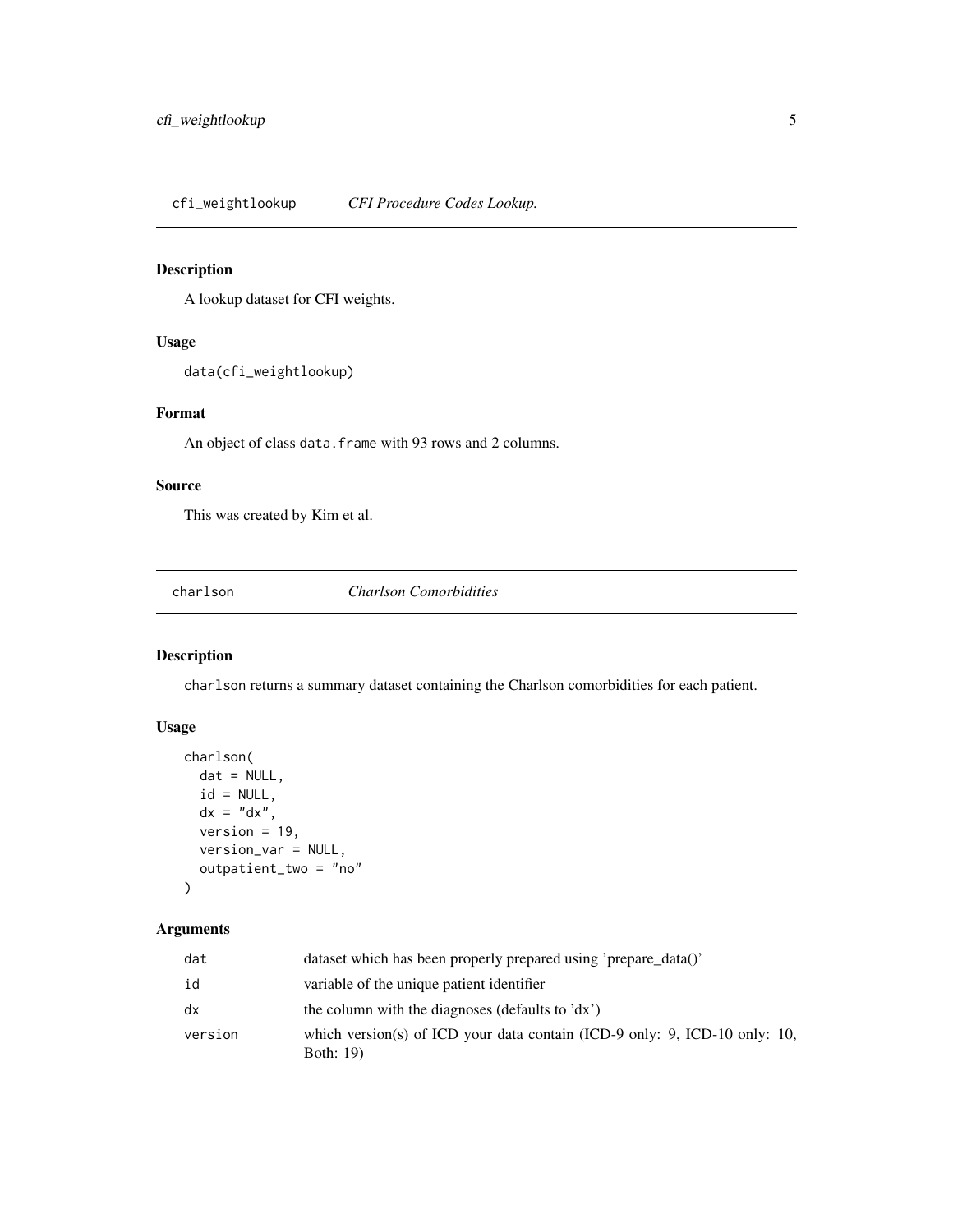## cfi_weightlookup *CFI Procedure Codes Lookup.*

### Description

A lookup dataset for CFI weights.

### Usage

```
data(cfi_weightlookup)
```

### Format

An object of class `data.frame` with 93 rows and 2 columns.

### Source

This was created by Kim et al.

## charlson *Charlson Comorbidities*

### Description

`charlson` returns a summary dataset containing the Charlson comorbidities for each patient.

### Usage

```
charlson(
  dat = NULL,
  id = NULL,
  dx = "dx",
  version = 19,
  version_var = NULL,
  outpatient_two = "no"
)
```

### Arguments

| | |
|---|---|
| dat | dataset which has been properly prepared using 'prepare_data()' |
| id | variable of the unique patient identifier |
| dx | the column with the diagnoses (defaults to 'dx') |
| version | which version(s) of ICD your data contain (ICD-9 only: 9, ICD-10 only: 10, Both: 19) |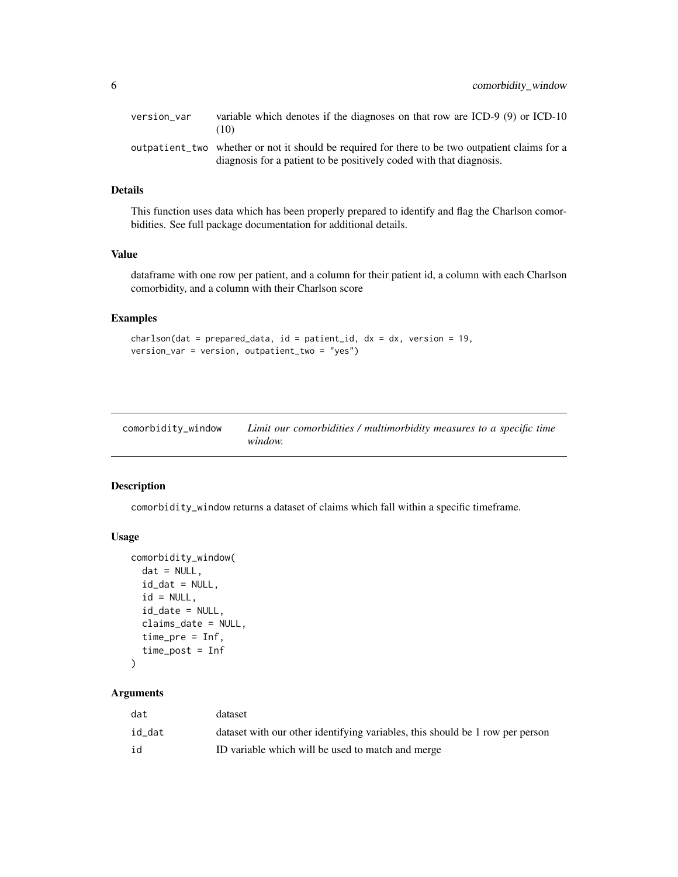| | |
|---|---|
| version_var | variable which denotes if the diagnoses on that row are ICD-9 (9) or ICD-10 (10) |
| outpatient_two | whether or not it should be required for there to be two outpatient claims for a diagnosis for a patient to be positively coded with that diagnosis. |

### Details

This function uses data which has been properly prepared to identify and flag the Charlson comorbidities. See full package documentation for additional details.

### Value

dataframe with one row per patient, and a column for their patient id, a column with each Charlson comorbidity, and a column with their Charlson score

### Examples

```
charlson(dat = prepared_data, id = patient_id, dx = dx, version = 19,
version_var = version, outpatient_two = "yes")
```

---

## comorbidity_window — *Limit our comorbidities / multimorbidity measures to a specific time window.*

---

### Description

comorbidity_window returns a dataset of claims which fall within a specific timeframe.

### Usage

```
comorbidity_window(
  dat = NULL,
  id_dat = NULL,
  id = NULL,
  id_date = NULL,
  claims_date = NULL,
  time_pre = Inf,
  time_post = Inf
)
```

### Arguments

| | |
|---|---|
| dat | dataset |
| id_dat | dataset with our other identifying variables, this should be 1 row per person |
| id | ID variable which will be used to match and merge |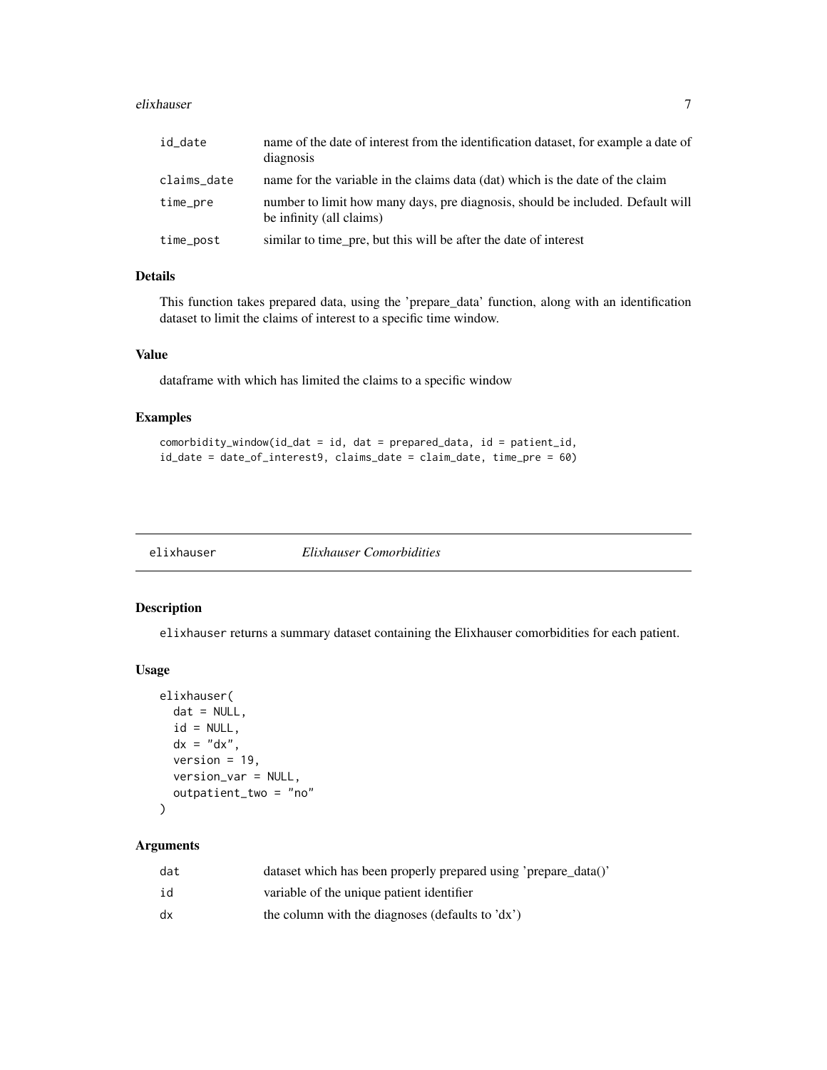| | |
|---|---|
| id_date | name of the date of interest from the identification dataset, for example a date of diagnosis |
| claims_date | name for the variable in the claims data (dat) which is the date of the claim |
| time_pre | number to limit how many days, pre diagnosis, should be included. Default will be infinity (all claims) |
| time_post | similar to time_pre, but this will be after the date of interest |

### Details

This function takes prepared data, using the 'prepare_data' function, along with an identification dataset to limit the claims of interest to a specific time window.

### Value

dataframe with which has limited the claims to a specific window

### Examples

```
comorbidity_window(id_dat = id, dat = prepared_data, id = patient_id,
id_date = date_of_interest9, claims_date = claim_date, time_pre = 60)
```

---

## elixhauser *Elixhauser Comorbidities*

### Description

elixhauser returns a summary dataset containing the Elixhauser comorbidities for each patient.

### Usage

```
elixhauser(
  dat = NULL,
  id = NULL,
  dx = "dx",
  version = 19,
  version_var = NULL,
  outpatient_two = "no"
)
```

### Arguments

| | |
|---|---|
| dat | dataset which has been properly prepared using 'prepare_data()' |
| id | variable of the unique patient identifier |
| dx | the column with the diagnoses (defaults to 'dx') |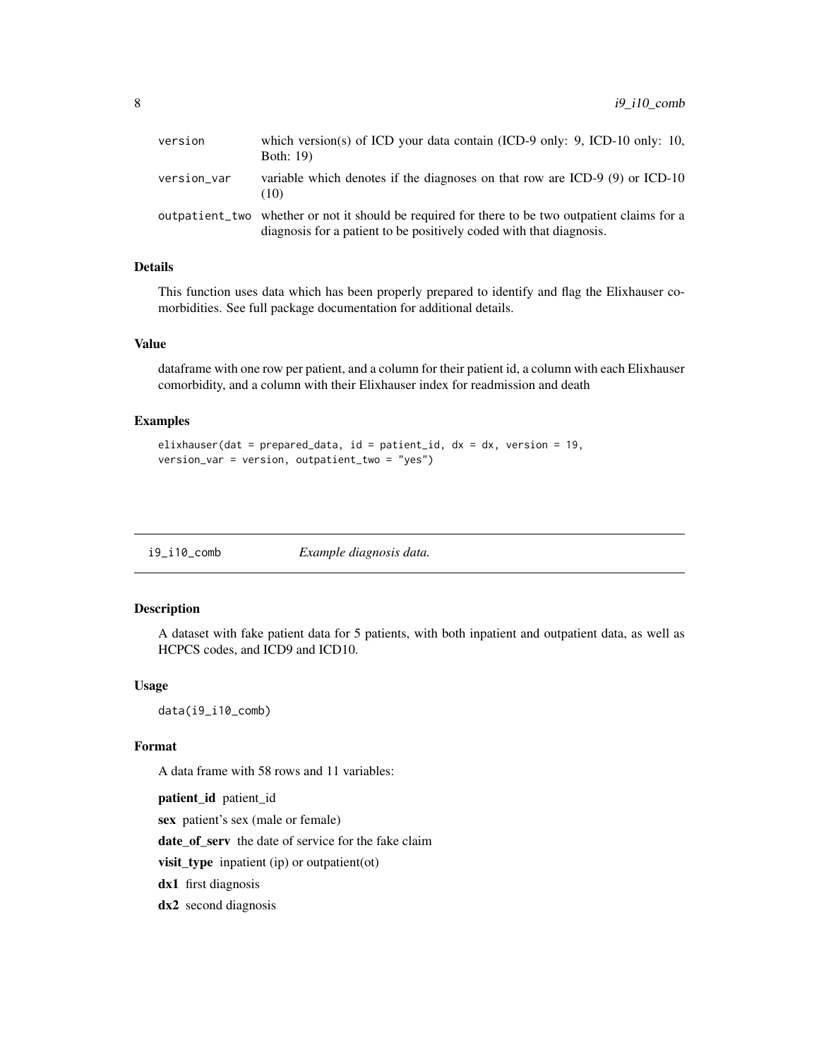| | |
|---|---|
| version | which version(s) of ICD your data contain (ICD-9 only: 9, ICD-10 only: 10, Both: 19) |
| version_var | variable which denotes if the diagnoses on that row are ICD-9 (9) or ICD-10 (10) |
| outpatient_two | whether or not it should be required for there to be two outpatient claims for a diagnosis for a patient to be positively coded with that diagnosis. |

### Details

This function uses data which has been properly prepared to identify and flag the Elixhauser comorbidities. See full package documentation for additional details.

### Value

dataframe with one row per patient, and a column for their patient id, a column with each Elixhauser comorbidity, and a column with their Elixhauser index for readmission and death

### Examples

```
elixhauser(dat = prepared_data, id = patient_id, dx = dx, version = 19,
version_var = version, outpatient_two = "yes")
```

---

## i9_i10_comb    *Example diagnosis data.*

---

### Description

A dataset with fake patient data for 5 patients, with both inpatient and outpatient data, as well as HCPCS codes, and ICD9 and ICD10.

### Usage

```
data(i9_i10_comb)
```

### Format

A data frame with 58 rows and 11 variables:

**patient_id** patient_id

**sex** patient's sex (male or female)

**date_of_serv** the date of service for the fake claim

**visit_type** inpatient (ip) or outpatient(ot)

**dx1** first diagnosis

**dx2** second diagnosis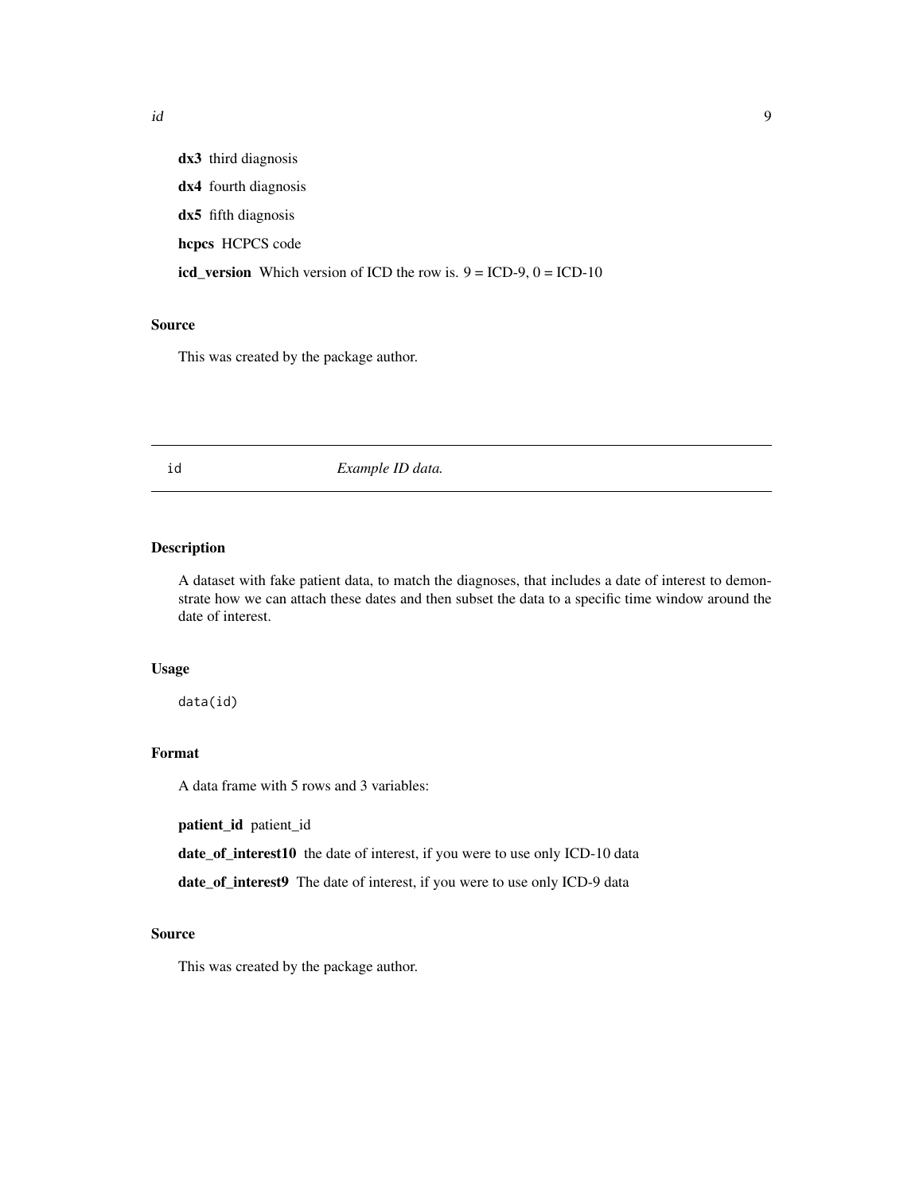**dx3** third diagnosis

**dx4** fourth diagnosis

**dx5** fifth diagnosis

**hcpcs** HCPCS code

**icd_version** Which version of ICD the row is. 9 = ICD-9, 0 = ICD-10

### Source

This was created by the package author.

---

## id — *Example ID data.*

---

### Description

A dataset with fake patient data, to match the diagnoses, that includes a date of interest to demonstrate how we can attach these dates and then subset the data to a specific time window around the date of interest.

### Usage

```
data(id)
```

### Format

A data frame with 5 rows and 3 variables:

**patient_id** patient_id

**date_of_interest10** the date of interest, if you were to use only ICD-10 data

**date_of_interest9** The date of interest, if you were to use only ICD-9 data

### Source

This was created by the package author.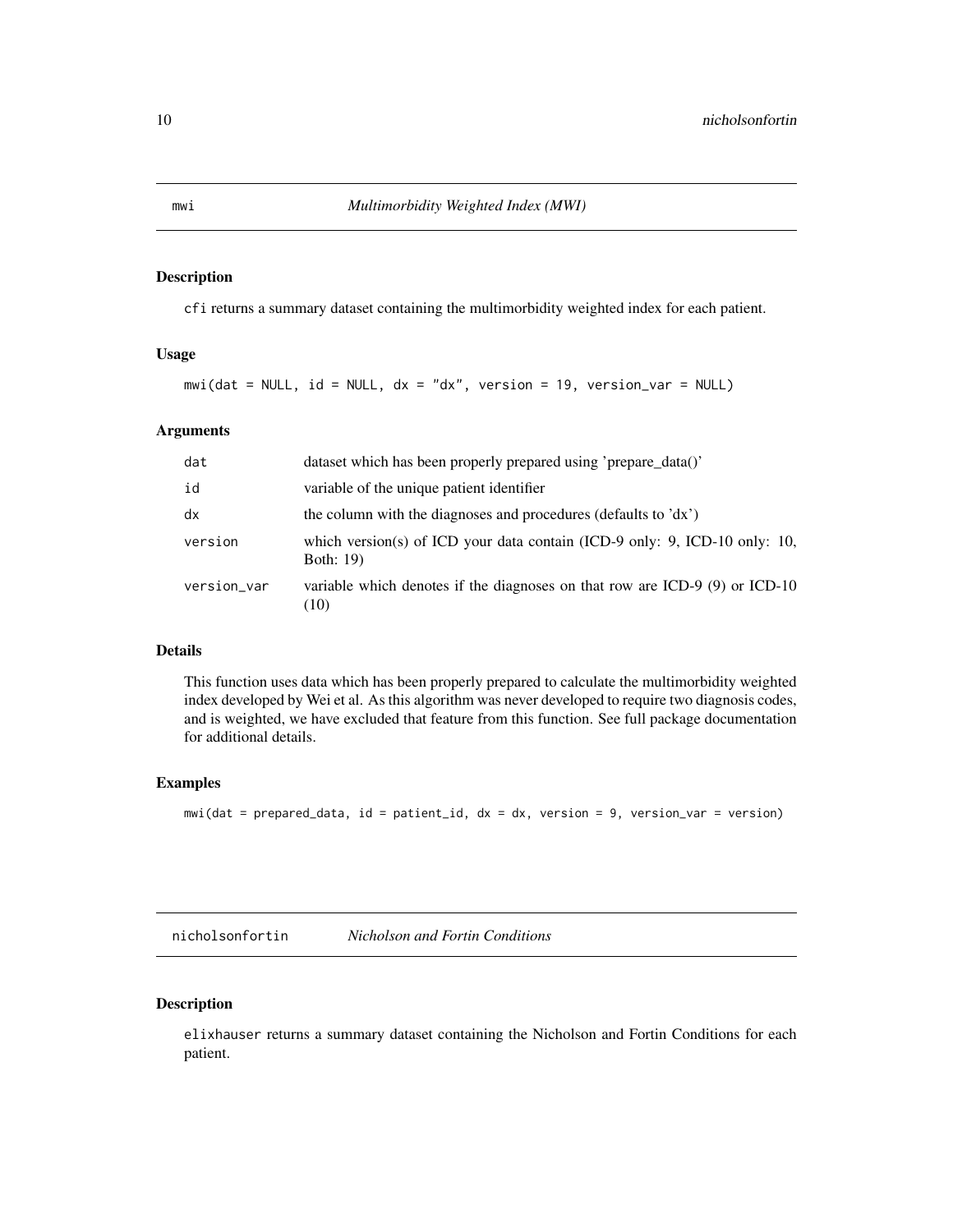## mwi — *Multimorbidity Weighted Index (MWI)*

### Description

cfi returns a summary dataset containing the multimorbidity weighted index for each patient.

### Usage

```
mwi(dat = NULL, id = NULL, dx = "dx", version = 19, version_var = NULL)
```

### Arguments

| | |
|---|---|
| dat | dataset which has been properly prepared using 'prepare_data()' |
| id | variable of the unique patient identifier |
| dx | the column with the diagnoses and procedures (defaults to 'dx') |
| version | which version(s) of ICD your data contain (ICD-9 only: 9, ICD-10 only: 10, Both: 19) |
| version_var | variable which denotes if the diagnoses on that row are ICD-9 (9) or ICD-10 (10) |

### Details

This function uses data which has been properly prepared to calculate the multimorbidity weighted index developed by Wei et al. As this algorithm was never developed to require two diagnosis codes, and is weighted, we have excluded that feature from this function. See full package documentation for additional details.

### Examples

```
mwi(dat = prepared_data, id = patient_id, dx = dx, version = 9, version_var = version)
```

## nicholsonfortin — *Nicholson and Fortin Conditions*

### Description

elixhauser returns a summary dataset containing the Nicholson and Fortin Conditions for each patient.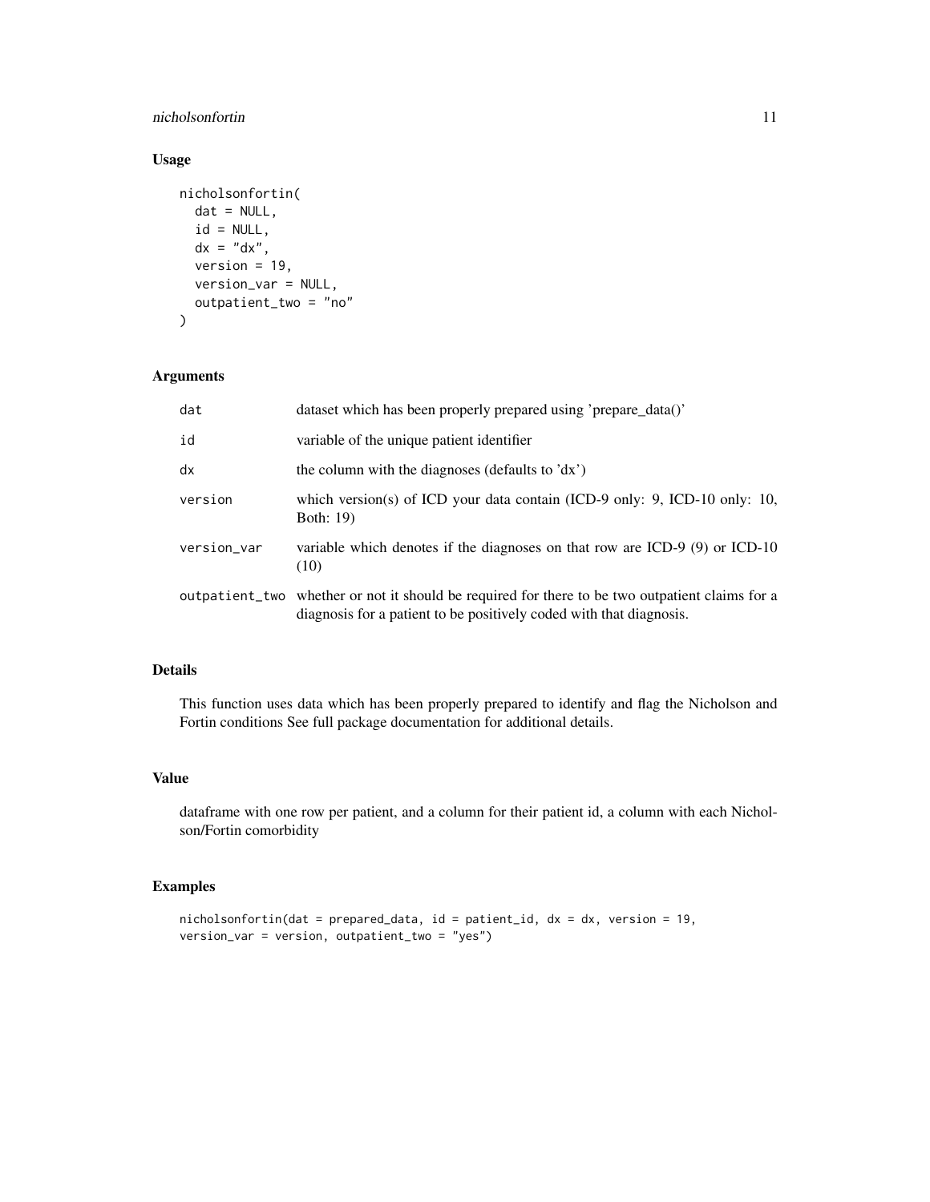## Usage

```
nicholsonfortin(
  dat = NULL,
  id = NULL,
  dx = "dx",
  version = 19,
  version_var = NULL,
  outpatient_two = "no"
)
```

## Arguments

| | |
|---|---|
| dat | dataset which has been properly prepared using 'prepare_data()' |
| id | variable of the unique patient identifier |
| dx | the column with the diagnoses (defaults to 'dx') |
| version | which version(s) of ICD your data contain (ICD-9 only: 9, ICD-10 only: 10, Both: 19) |
| version_var | variable which denotes if the diagnoses on that row are ICD-9 (9) or ICD-10 (10) |
| outpatient_two | whether or not it should be required for there to be two outpatient claims for a diagnosis for a patient to be positively coded with that diagnosis. |

## Details

This function uses data which has been properly prepared to identify and flag the Nicholson and Fortin conditions See full package documentation for additional details.

## Value

dataframe with one row per patient, and a column for their patient id, a column with each Nicholson/Fortin comorbidity

## Examples

```
nicholsonfortin(dat = prepared_data, id = patient_id, dx = dx, version = 19,
version_var = version, outpatient_two = "yes")
```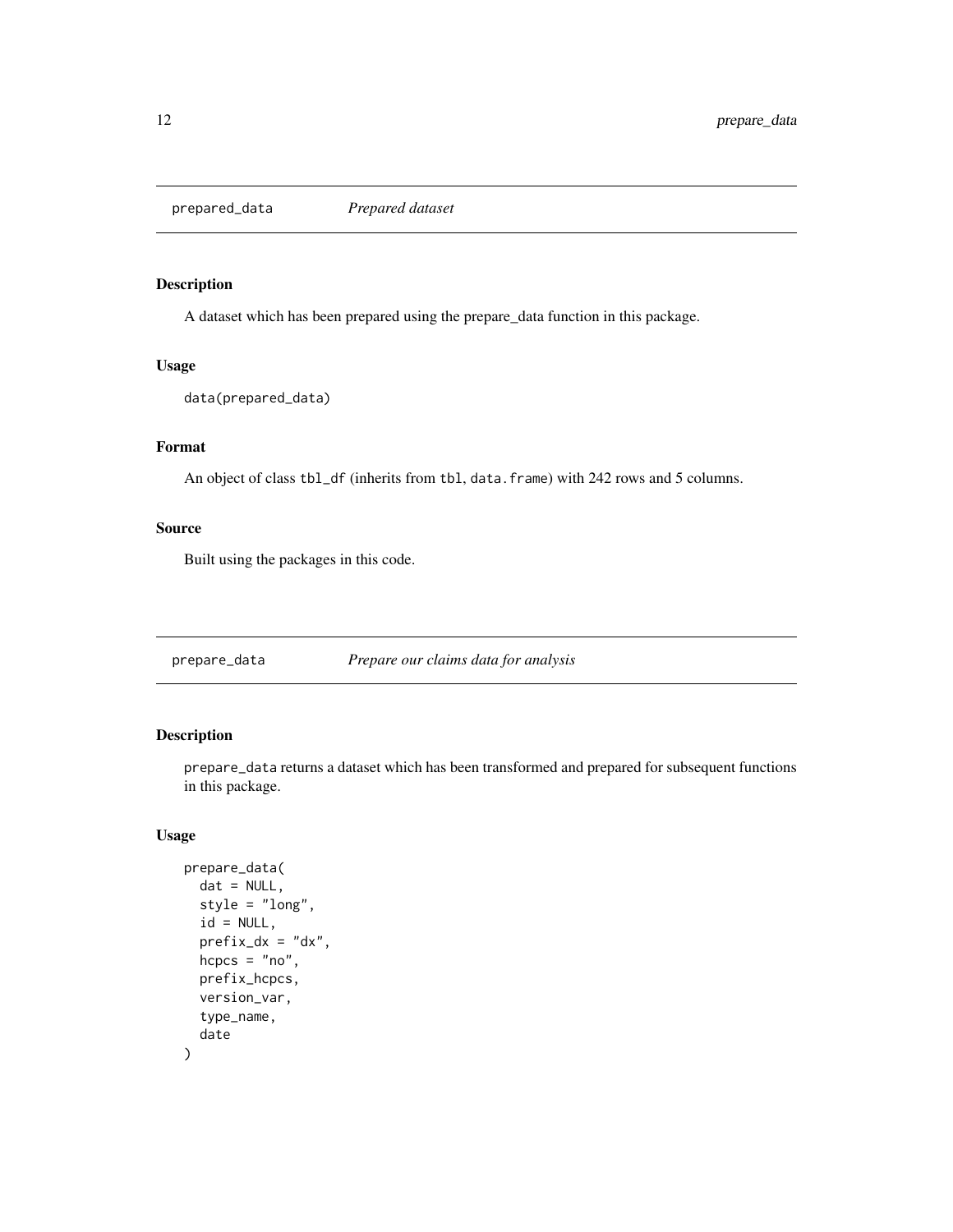## prepared_data *Prepared dataset*

### Description

A dataset which has been prepared using the prepare_data function in this package.

### Usage

```
data(prepared_data)
```

### Format

An object of class `tbl_df` (inherits from `tbl`, `data.frame`) with 242 rows and 5 columns.

### Source

Built using the packages in this code.

## prepare_data *Prepare our claims data for analysis*

### Description

`prepare_data` returns a dataset which has been transformed and prepared for subsequent functions in this package.

### Usage

```
prepare_data(
  dat = NULL,
  style = "long",
  id = NULL,
  prefix_dx = "dx",
  hcpcs = "no",
  prefix_hcpcs,
  version_var,
  type_name,
  date
)
```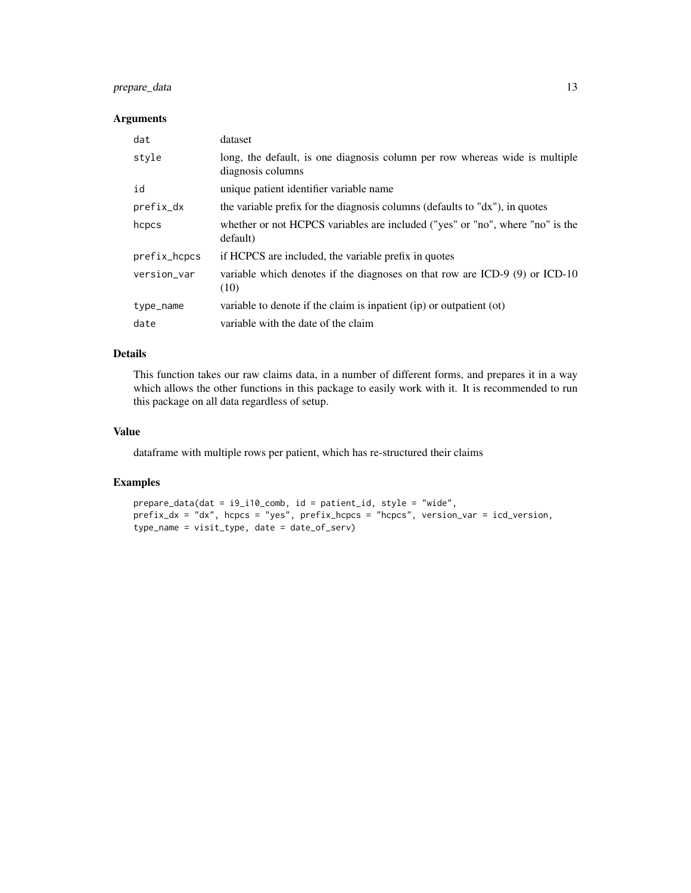## Arguments

| | |
|---|---|
| `dat` | dataset |
| `style` | long, the default, is one diagnosis column per row whereas wide is multiple diagnosis columns |
| `id` | unique patient identifier variable name |
| `prefix_dx` | the variable prefix for the diagnosis columns (defaults to "dx"), in quotes |
| `hcpcs` | whether or not HCPCS variables are included ("yes" or "no", where "no" is the default) |
| `prefix_hcpcs` | if HCPCS are included, the variable prefix in quotes |
| `version_var` | variable which denotes if the diagnoses on that row are ICD-9 (9) or ICD-10 (10) |
| `type_name` | variable to denote if the claim is inpatient (ip) or outpatient (ot) |
| `date` | variable with the date of the claim |

## Details

This function takes our raw claims data, in a number of different forms, and prepares it in a way which allows the other functions in this package to easily work with it. It is recommended to run this package on all data regardless of setup.

## Value

dataframe with multiple rows per patient, which has re-structured their claims

## Examples

```
prepare_data(dat = i9_i10_comb, id = patient_id, style = "wide",
prefix_dx = "dx", hcpcs = "yes", prefix_hcpcs = "hcpcs", version_var = icd_version,
type_name = visit_type, date = date_of_serv)
```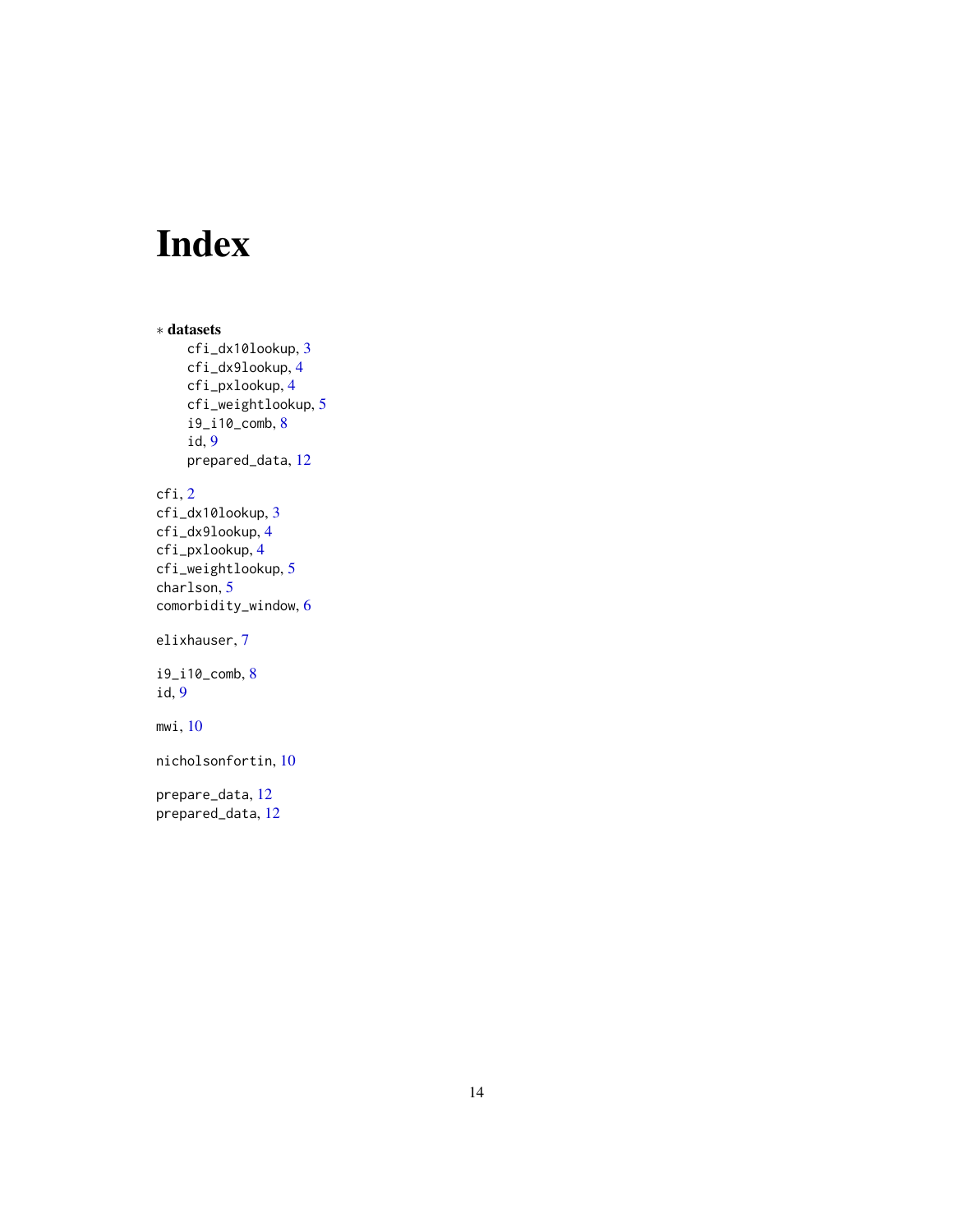# Index

∗ **datasets**
- cfi_dx10lookup, 3
- cfi_dx9lookup, 4
- cfi_pxlookup, 4
- cfi_weightlookup, 5
- i9_i10_comb, 8
- id, 9
- prepared_data, 12

cfi, 2
cfi_dx10lookup, 3
cfi_dx9lookup, 4
cfi_pxlookup, 4
cfi_weightlookup, 5
charlson, 5
comorbidity_window, 6

elixhauser, 7

i9_i10_comb, 8
id, 9

mwi, 10

nicholsonfortin, 10

prepare_data, 12
prepared_data, 12